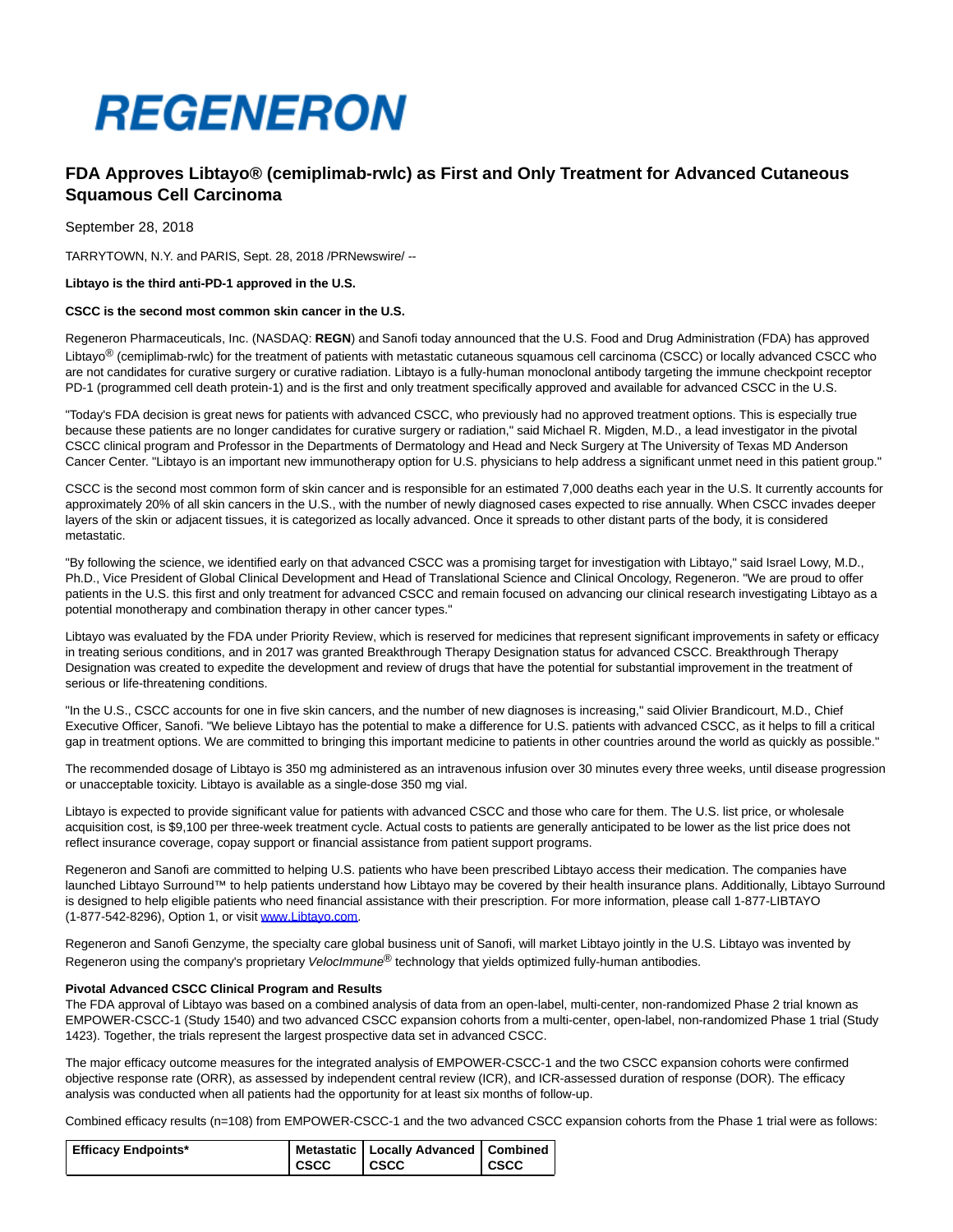# REGENERON

## FDA Approves Libtayo® (cemiplimab-rwlc) as First and Only Treatment for Advanced Cutaneous Squamous Cell Carcinoma

September 28, 2018

TARRYTOWN, N.Y. and PARIS, Sept. 28, 2018 /PRNewswire/ --

**Libtayo is the third anti-PD-1 approved in the U.S.**

**CSCC is the second most common skin cancer in the U.S.**

Regeneron Pharmaceuticals, Inc. (NASDAQ: **REGN**) and Sanofi today announced that the U.S. Food and Drug Administration (FDA) has approved Libtayo® (cemiplimab-rwlc) for the treatment of patients with metastatic cutaneous squamous cell carcinoma (CSCC) or locally advanced CSCC who are not candidates for curative surgery or curative radiation. Libtayo is a fully-human monoclonal antibody targeting the immune checkpoint receptor PD-1 (programmed cell death protein-1) and is the first and only treatment specifically approved and available for advanced CSCC in the U.S.

"Today's FDA decision is great news for patients with advanced CSCC, who previously had no approved treatment options. This is especially true because these patients are no longer candidates for curative surgery or radiation," said Michael R. Migden, M.D., a lead investigator in the pivotal CSCC clinical program and Professor in the Departments of Dermatology and Head and Neck Surgery at The University of Texas MD Anderson Cancer Center. "Libtayo is an important new immunotherapy option for U.S. physicians to help address a significant unmet need in this patient group."

CSCC is the second most common form of skin cancer and is responsible for an estimated 7,000 deaths each year in the U.S. It currently accounts for approximately 20% of all skin cancers in the U.S., with the number of newly diagnosed cases expected to rise annually. When CSCC invades deeper layers of the skin or adjacent tissues, it is categorized as locally advanced. Once it spreads to other distant parts of the body, it is considered metastatic.

"By following the science, we identified early on that advanced CSCC was a promising target for investigation with Libtayo," said Israel Lowy, M.D., Ph.D., Vice President of Global Clinical Development and Head of Translational Science and Clinical Oncology, Regeneron. "We are proud to offer patients in the U.S. this first and only treatment for advanced CSCC and remain focused on advancing our clinical research investigating Libtayo as a potential monotherapy and combination therapy in other cancer types."

Libtayo was evaluated by the FDA under Priority Review, which is reserved for medicines that represent significant improvements in safety or efficacy in treating serious conditions, and in 2017 was granted Breakthrough Therapy Designation status for advanced CSCC. Breakthrough Therapy Designation was created to expedite the development and review of drugs that have the potential for substantial improvement in the treatment of serious or life-threatening conditions.

"In the U.S., CSCC accounts for one in five skin cancers, and the number of new diagnoses is increasing," said Olivier Brandicourt, M.D., Chief Executive Officer, Sanofi. "We believe Libtayo has the potential to make a difference for U.S. patients with advanced CSCC, as it helps to fill a critical gap in treatment options. We are committed to bringing this important medicine to patients in other countries around the world as quickly as possible."

The recommended dosage of Libtayo is 350 mg administered as an intravenous infusion over 30 minutes every three weeks, until disease progression or unacceptable toxicity. Libtayo is available as a single-dose 350 mg vial.

Libtayo is expected to provide significant value for patients with advanced CSCC and those who care for them. The U.S. list price, or wholesale acquisition cost, is $9,100 per three-week treatment cycle. Actual costs to patients are generally anticipated to be lower as the list price does not reflect insurance coverage, copay support or financial assistance from patient support programs.

Regeneron and Sanofi are committed to helping U.S. patients who have been prescribed Libtayo access their medication. The companies have launched Libtayo Surround™ to help patients understand how Libtayo may be covered by their health insurance plans. Additionally, Libtayo Surround is designed to help eligible patients who need financial assistance with their prescription. For more information, please call 1-877-LIBTAYO (1-877-542-8296), Option 1, or visit www.Libtayo.com.

Regeneron and Sanofi Genzyme, the specialty care global business unit of Sanofi, will market Libtayo jointly in the U.S. Libtayo was invented by Regeneron using the company's proprietary *VelocImmune*® technology that yields optimized fully-human antibodies.

**Pivotal Advanced CSCC Clinical Program and Results**

The FDA approval of Libtayo was based on a combined analysis of data from an open-label, multi-center, non-randomized Phase 2 trial known as EMPOWER-CSCC-1 (Study 1540) and two advanced CSCC expansion cohorts from a multi-center, open-label, non-randomized Phase 1 trial (Study 1423). Together, the trials represent the largest prospective data set in advanced CSCC.

The major efficacy outcome measures for the integrated analysis of EMPOWER-CSCC-1 and the two CSCC expansion cohorts were confirmed objective response rate (ORR), as assessed by independent central review (ICR), and ICR-assessed duration of response (DOR). The efficacy analysis was conducted when all patients had the opportunity for at least six months of follow-up.

Combined efficacy results (n=108) from EMPOWER-CSCC-1 and the two advanced CSCC expansion cohorts from the Phase 1 trial were as follows:

| Efficacy Endpoints* | Metastatic CSCC | Locally Advanced CSCC | Combined CSCC |
|---|---|---|---|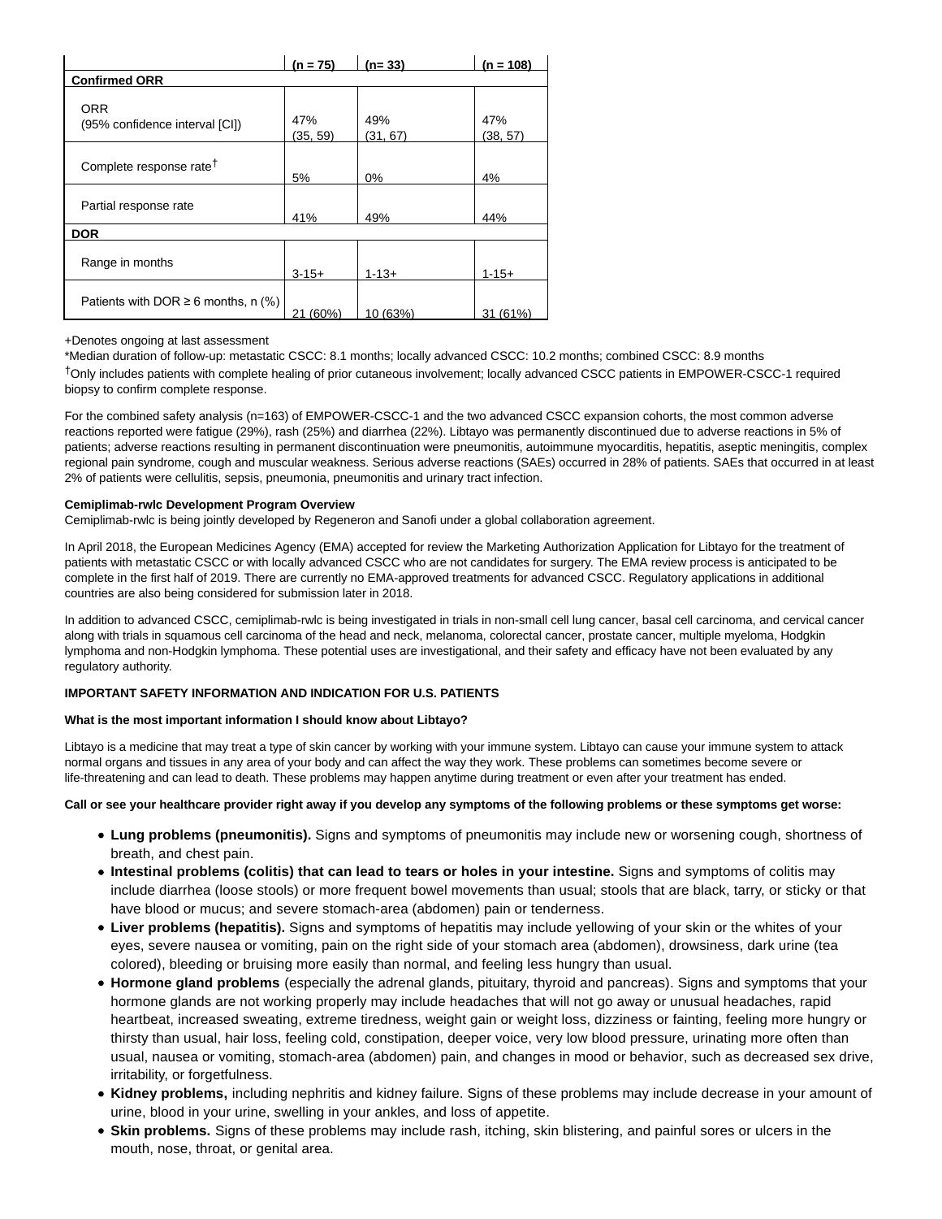| | (n = 75) | (n= 33) | (n = 108) |
|---|---|---|---|
| **Confirmed ORR** | | | |
| ORR (95% confidence interval [CI]) | 47% (35, 59) | 49% (31, 67) | 47% (38, 57) |
| Complete response rate† | 5% | 0% | 4% |
| Partial response rate | 41% | 49% | 44% |
| **DOR** | | | |
| Range in months | 3-15+ | 1-13+ | 1-15+ |
| Patients with DOR ≥ 6 months, n (%) | 21 (60%) | 10 (63%) | 31 (61%) |

+Denotes ongoing at last assessment

*Median duration of follow-up: metastatic CSCC: 8.1 months; locally advanced CSCC: 10.2 months; combined CSCC: 8.9 months

†Only includes patients with complete healing of prior cutaneous involvement; locally advanced CSCC patients in EMPOWER-CSCC-1 required biopsy to confirm complete response.

For the combined safety analysis (n=163) of EMPOWER-CSCC-1 and the two advanced CSCC expansion cohorts, the most common adverse reactions reported were fatigue (29%), rash (25%) and diarrhea (22%). Libtayo was permanently discontinued due to adverse reactions in 5% of patients; adverse reactions resulting in permanent discontinuation were pneumonitis, autoimmune myocarditis, hepatitis, aseptic meningitis, complex regional pain syndrome, cough and muscular weakness. Serious adverse reactions (SAEs) occurred in 28% of patients. SAEs that occurred in at least 2% of patients were cellulitis, sepsis, pneumonia, pneumonitis and urinary tract infection.

**Cemiplimab-rwlc Development Program Overview**

Cemiplimab-rwlc is being jointly developed by Regeneron and Sanofi under a global collaboration agreement.

In April 2018, the European Medicines Agency (EMA) accepted for review the Marketing Authorization Application for Libtayo for the treatment of patients with metastatic CSCC or with locally advanced CSCC who are not candidates for surgery. The EMA review process is anticipated to be complete in the first half of 2019. There are currently no EMA-approved treatments for advanced CSCC. Regulatory applications in additional countries are also being considered for submission later in 2018.

In addition to advanced CSCC, cemiplimab-rwlc is being investigated in trials in non-small cell lung cancer, basal cell carcinoma, and cervical cancer along with trials in squamous cell carcinoma of the head and neck, melanoma, colorectal cancer, prostate cancer, multiple myeloma, Hodgkin lymphoma and non-Hodgkin lymphoma. These potential uses are investigational, and their safety and efficacy have not been evaluated by any regulatory authority.

**IMPORTANT SAFETY INFORMATION AND INDICATION FOR U.S. PATIENTS**

**What is the most important information I should know about Libtayo?**

Libtayo is a medicine that may treat a type of skin cancer by working with your immune system. Libtayo can cause your immune system to attack normal organs and tissues in any area of your body and can affect the way they work. These problems can sometimes become severe or life-threatening and can lead to death. These problems may happen anytime during treatment or even after your treatment has ended.

**Call or see your healthcare provider right away if you develop any symptoms of the following problems or these symptoms get worse:**

- **Lung problems (pneumonitis).** Signs and symptoms of pneumonitis may include new or worsening cough, shortness of breath, and chest pain.
- **Intestinal problems (colitis) that can lead to tears or holes in your intestine.** Signs and symptoms of colitis may include diarrhea (loose stools) or more frequent bowel movements than usual; stools that are black, tarry, or sticky or that have blood or mucus; and severe stomach-area (abdomen) pain or tenderness.
- **Liver problems (hepatitis).** Signs and symptoms of hepatitis may include yellowing of your skin or the whites of your eyes, severe nausea or vomiting, pain on the right side of your stomach area (abdomen), drowsiness, dark urine (tea colored), bleeding or bruising more easily than normal, and feeling less hungry than usual.
- **Hormone gland problems** (especially the adrenal glands, pituitary, thyroid and pancreas). Signs and symptoms that your hormone glands are not working properly may include headaches that will not go away or unusual headaches, rapid heartbeat, increased sweating, extreme tiredness, weight gain or weight loss, dizziness or fainting, feeling more hungry or thirsty than usual, hair loss, feeling cold, constipation, deeper voice, very low blood pressure, urinating more often than usual, nausea or vomiting, stomach-area (abdomen) pain, and changes in mood or behavior, such as decreased sex drive, irritability, or forgetfulness.
- **Kidney problems,** including nephritis and kidney failure. Signs of these problems may include decrease in your amount of urine, blood in your urine, swelling in your ankles, and loss of appetite.
- **Skin problems.** Signs of these problems may include rash, itching, skin blistering, and painful sores or ulcers in the mouth, nose, throat, or genital area.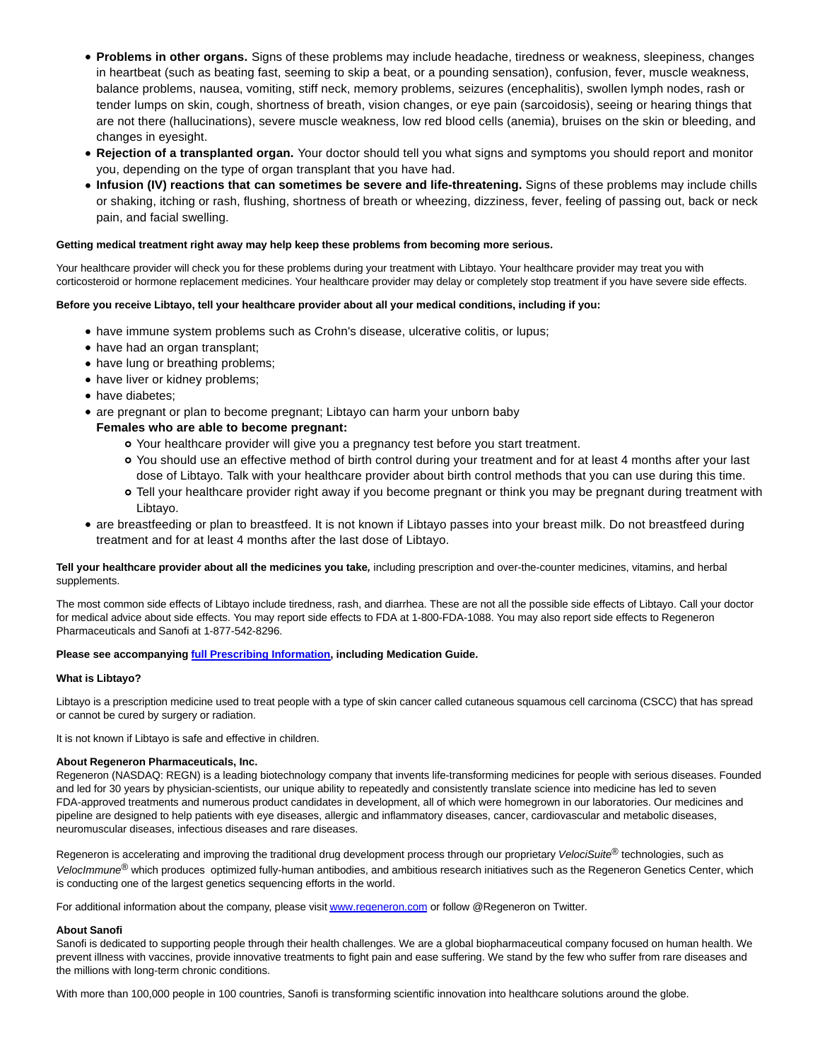- **Problems in other organs.** Signs of these problems may include headache, tiredness or weakness, sleepiness, changes in heartbeat (such as beating fast, seeming to skip a beat, or a pounding sensation), confusion, fever, muscle weakness, balance problems, nausea, vomiting, stiff neck, memory problems, seizures (encephalitis), swollen lymph nodes, rash or tender lumps on skin, cough, shortness of breath, vision changes, or eye pain (sarcoidosis), seeing or hearing things that are not there (hallucinations), severe muscle weakness, low red blood cells (anemia), bruises on the skin or bleeding, and changes in eyesight.
- **Rejection of a transplanted organ.** Your doctor should tell you what signs and symptoms you should report and monitor you, depending on the type of organ transplant that you have had.
- **Infusion (IV) reactions that can sometimes be severe and life-threatening.** Signs of these problems may include chills or shaking, itching or rash, flushing, shortness of breath or wheezing, dizziness, fever, feeling of passing out, back or neck pain, and facial swelling.

**Getting medical treatment right away may help keep these problems from becoming more serious.**

Your healthcare provider will check you for these problems during your treatment with Libtayo. Your healthcare provider may treat you with corticosteroid or hormone replacement medicines. Your healthcare provider may delay or completely stop treatment if you have severe side effects.

**Before you receive Libtayo, tell your healthcare provider about all your medical conditions, including if you:**

- have immune system problems such as Crohn's disease, ulcerative colitis, or lupus;
- have had an organ transplant;
- have lung or breathing problems;
- have liver or kidney problems;
- have diabetes;
- are pregnant or plan to become pregnant; Libtayo can harm your unborn baby
  **Females who are able to become pregnant:**
  - Your healthcare provider will give you a pregnancy test before you start treatment.
  - You should use an effective method of birth control during your treatment and for at least 4 months after your last dose of Libtayo. Talk with your healthcare provider about birth control methods that you can use during this time.
  - Tell your healthcare provider right away if you become pregnant or think you may be pregnant during treatment with Libtayo.
- are breastfeeding or plan to breastfeed. It is not known if Libtayo passes into your breast milk. Do not breastfeed during treatment and for at least 4 months after the last dose of Libtayo.

**Tell your healthcare provider about all the medicines you take*,*** including prescription and over-the-counter medicines, vitamins, and herbal supplements.

The most common side effects of Libtayo include tiredness, rash, and diarrhea. These are not all the possible side effects of Libtayo. Call your doctor for medical advice about side effects. You may report side effects to FDA at 1-800-FDA-1088. You may also report side effects to Regeneron Pharmaceuticals and Sanofi at 1-877-542-8296.

**Please see accompanying full Prescribing Information, including Medication Guide.**

**What is Libtayo?**

Libtayo is a prescription medicine used to treat people with a type of skin cancer called cutaneous squamous cell carcinoma (CSCC) that has spread or cannot be cured by surgery or radiation.

It is not known if Libtayo is safe and effective in children.

**About Regeneron Pharmaceuticals, Inc.**
Regeneron (NASDAQ: REGN) is a leading biotechnology company that invents life-transforming medicines for people with serious diseases. Founded and led for 30 years by physician-scientists, our unique ability to repeatedly and consistently translate science into medicine has led to seven FDA-approved treatments and numerous product candidates in development, all of which were homegrown in our laboratories. Our medicines and pipeline are designed to help patients with eye diseases, allergic and inflammatory diseases, cancer, cardiovascular and metabolic diseases, neuromuscular diseases, infectious diseases and rare diseases.

Regeneron is accelerating and improving the traditional drug development process through our proprietary *VelociSuite*® technologies, such as *VelocImmune*® which produces optimized fully-human antibodies, and ambitious research initiatives such as the Regeneron Genetics Center, which is conducting one of the largest genetics sequencing efforts in the world.

For additional information about the company, please visit www.regeneron.com or follow @Regeneron on Twitter.

**About Sanofi**
Sanofi is dedicated to supporting people through their health challenges. We are a global biopharmaceutical company focused on human health. We prevent illness with vaccines, provide innovative treatments to fight pain and ease suffering. We stand by the few who suffer from rare diseases and the millions with long-term chronic conditions.

With more than 100,000 people in 100 countries, Sanofi is transforming scientific innovation into healthcare solutions around the globe.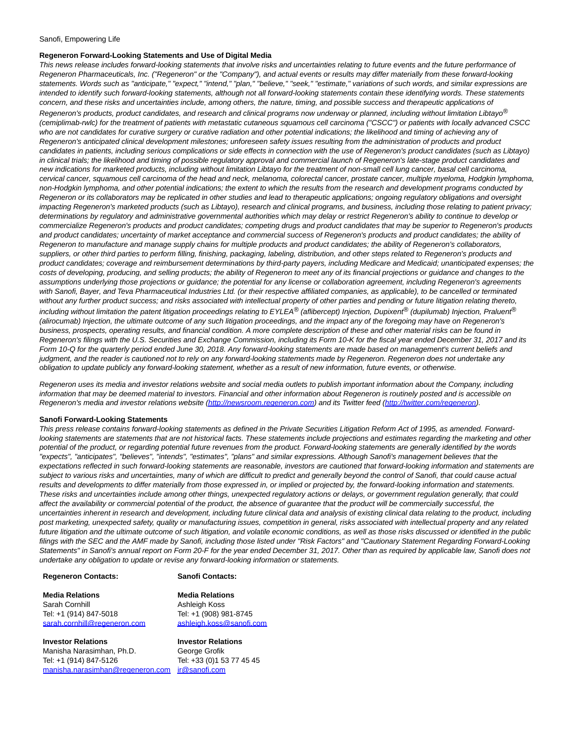Sanofi, Empowering Life

**Regeneron Forward-Looking Statements and Use of Digital Media**

*This news release includes forward-looking statements that involve risks and uncertainties relating to future events and the future performance of Regeneron Pharmaceuticals, Inc. ("Regeneron" or the "Company"), and actual events or results may differ materially from these forward-looking statements. Words such as "anticipate," "expect," "intend," "plan," "believe," "seek," "estimate," variations of such words, and similar expressions are intended to identify such forward-looking statements, although not all forward-looking statements contain these identifying words. These statements concern, and these risks and uncertainties include, among others, the nature, timing, and possible success and therapeutic applications of Regeneron's products, product candidates, and research and clinical programs now underway or planned, including without limitation Libtayo® (cemiplimab-rwlc) for the treatment of patients with metastatic cutaneous squamous cell carcinoma ("CSCC") or patients with locally advanced CSCC who are not candidates for curative surgery or curative radiation and other potential indications; the likelihood and timing of achieving any of Regeneron's anticipated clinical development milestones; unforeseen safety issues resulting from the administration of products and product candidates in patients, including serious complications or side effects in connection with the use of Regeneron's product candidates (such as Libtayo) in clinical trials; the likelihood and timing of possible regulatory approval and commercial launch of Regeneron's late-stage product candidates and new indications for marketed products, including without limitation Libtayo for the treatment of non-small cell lung cancer, basal cell carcinoma, cervical cancer, squamous cell carcinoma of the head and neck, melanoma, colorectal cancer, prostate cancer, multiple myeloma, Hodgkin lymphoma, non-Hodgkin lymphoma, and other potential indications; the extent to which the results from the research and development programs conducted by Regeneron or its collaborators may be replicated in other studies and lead to therapeutic applications; ongoing regulatory obligations and oversight impacting Regeneron's marketed products (such as Libtayo), research and clinical programs, and business, including those relating to patient privacy; determinations by regulatory and administrative governmental authorities which may delay or restrict Regeneron's ability to continue to develop or commercialize Regeneron's products and product candidates; competing drugs and product candidates that may be superior to Regeneron's products and product candidates; uncertainty of market acceptance and commercial success of Regeneron's products and product candidates; the ability of Regeneron to manufacture and manage supply chains for multiple products and product candidates; the ability of Regeneron's collaborators, suppliers, or other third parties to perform filling, finishing, packaging, labeling, distribution, and other steps related to Regeneron's products and product candidates; coverage and reimbursement determinations by third-party payers, including Medicare and Medicaid; unanticipated expenses; the costs of developing, producing, and selling products; the ability of Regeneron to meet any of its financial projections or guidance and changes to the assumptions underlying those projections or guidance; the potential for any license or collaboration agreement, including Regeneron's agreements with Sanofi, Bayer, and Teva Pharmaceutical Industries Ltd. (or their respective affiliated companies, as applicable), to be cancelled or terminated without any further product success; and risks associated with intellectual property of other parties and pending or future litigation relating thereto, including without limitation the patent litigation proceedings relating to EYLEA® (aflibercept) Injection, Dupixent® (dupilumab) Injection, Praluent® (alirocumab) Injection, the ultimate outcome of any such litigation proceedings, and the impact any of the foregoing may have on Regeneron's business, prospects, operating results, and financial condition. A more complete description of these and other material risks can be found in Regeneron's filings with the U.S. Securities and Exchange Commission, including its Form 10-K for the fiscal year ended December 31, 2017 and its Form 10-Q for the quarterly period ended June 30, 2018. Any forward-looking statements are made based on management's current beliefs and judgment, and the reader is cautioned not to rely on any forward-looking statements made by Regeneron. Regeneron does not undertake any obligation to update publicly any forward-looking statement, whether as a result of new information, future events, or otherwise.*

*Regeneron uses its media and investor relations website and social media outlets to publish important information about the Company, including information that may be deemed material to investors. Financial and other information about Regeneron is routinely posted and is accessible on Regeneron's media and investor relations website (http://newsroom.regeneron.com) and its Twitter feed (http://twitter.com/regeneron).*

**Sanofi Forward-Looking Statements**

*This press release contains forward-looking statements as defined in the Private Securities Litigation Reform Act of 1995, as amended. Forward-looking statements are statements that are not historical facts. These statements include projections and estimates regarding the marketing and other potential of the product, or regarding potential future revenues from the product. Forward-looking statements are generally identified by the words "expects", "anticipates", "believes", "intends", "estimates", "plans" and similar expressions. Although Sanofi's management believes that the expectations reflected in such forward-looking statements are reasonable, investors are cautioned that forward-looking information and statements are subject to various risks and uncertainties, many of which are difficult to predict and generally beyond the control of Sanofi, that could cause actual results and developments to differ materially from those expressed in, or implied or projected by, the forward-looking information and statements. These risks and uncertainties include among other things, unexpected regulatory actions or delays, or government regulation generally, that could affect the availability or commercial potential of the product, the absence of guarantee that the product will be commercially successful, the uncertainties inherent in research and development, including future clinical data and analysis of existing clinical data relating to the product, including post marketing, unexpected safety, quality or manufacturing issues, competition in general, risks associated with intellectual property and any related future litigation and the ultimate outcome of such litigation, and volatile economic conditions, as well as those risks discussed or identified in the public filings with the SEC and the AMF made by Sanofi, including those listed under "Risk Factors" and "Cautionary Statement Regarding Forward-Looking Statements" in Sanofi's annual report on Form 20-F for the year ended December 31, 2017. Other than as required by applicable law, Sanofi does not undertake any obligation to update or revise any forward-looking information or statements.*

| **Regeneron Contacts:** | **Sanofi Contacts:** |
|---|---|
| **Media Relations**<br>Sarah Cornhill<br>Tel: +1 (914) 847-5018<br>sarah.cornhill@regeneron.com | **Media Relations**<br>Ashleigh Koss<br>Tel: +1 (908) 981-8745<br>ashleigh.koss@sanofi.com |
| **Investor Relations**<br>Manisha Narasimhan, Ph.D.<br>Tel: +1 (914) 847-5126<br>manisha.narasimhan@regeneron.com | **Investor Relations**<br>George Grofik<br>Tel: +33 (0)1 53 77 45 45<br>ir@sanofi.com |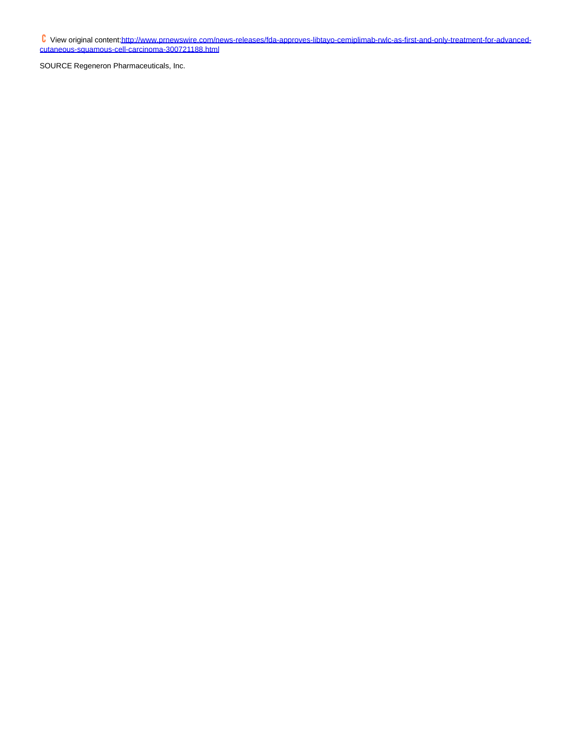View original content:[http://www.prnewswire.com/news-releases/fda-approves-libtayo-cemiplimab-rwlc-as-first-and-only-treatment-for-advanced-cutaneous-squamous-cell-carcinoma-300721188.html](http://www.prnewswire.com/news-releases/fda-approves-libtayo-cemiplimab-rwlc-as-first-and-only-treatment-for-advanced-cutaneous-squamous-cell-carcinoma-300721188.html)

SOURCE Regeneron Pharmaceuticals, Inc.